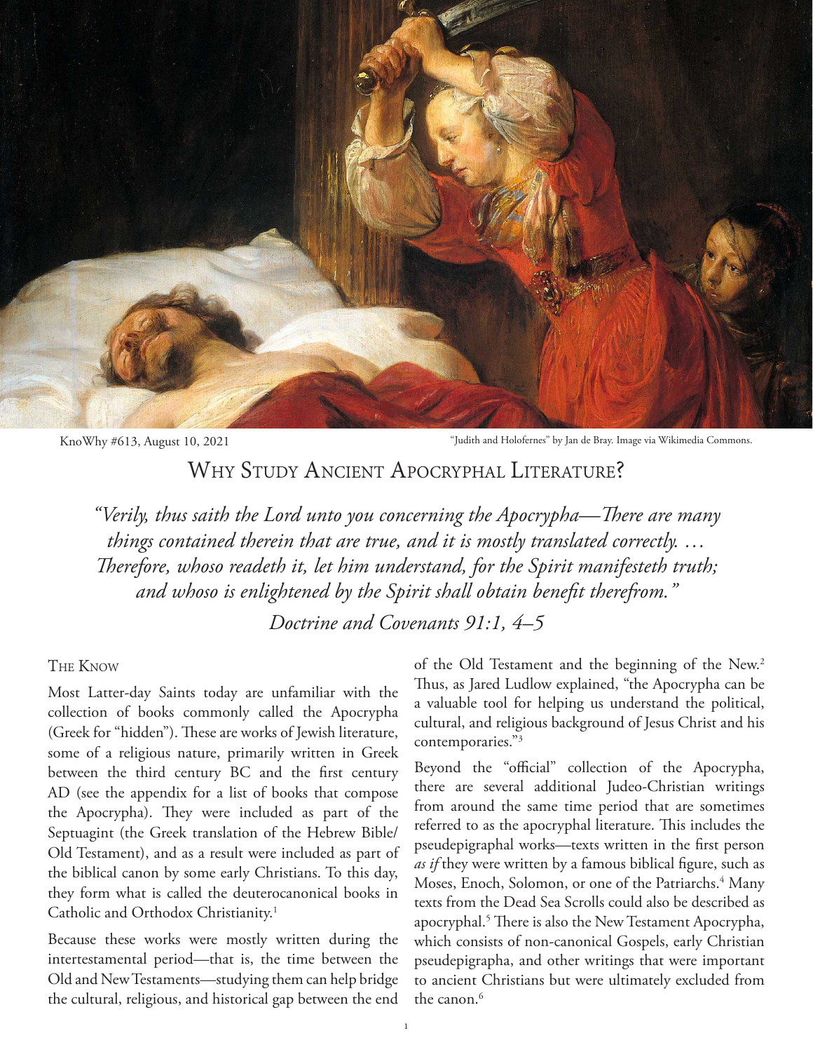KnoWhy #613, August 10, 2021

"Judith and Holofernes" by Jan de Bray. Image via Wikimedia Commons.

# Why Study Ancient Apocryphal Literature?

*"Verily, thus saith the Lord unto you concerning the Apocrypha—There are many things contained therein that are true, and it is mostly translated correctly. … Therefore, whoso readeth it, let him understand, for the Spirit manifesteth truth; and whoso is enlightened by the Spirit shall obtain benefit therefrom."*

*Doctrine and Covenants 91:1, 4–5*

## The Know

Most Latter-day Saints today are unfamiliar with the collection of books commonly called the Apocrypha (Greek for "hidden"). These are works of Jewish literature, some of a religious nature, primarily written in Greek between the third century BC and the first century AD (see the appendix for a list of books that compose the Apocrypha). They were included as part of the Septuagint (the Greek translation of the Hebrew Bible/Old Testament), and as a result were included as part of the biblical canon by some early Christians. To this day, they form what is called the deuterocanonical books in Catholic and Orthodox Christianity.[1]

Because these works were mostly written during the intertestamental period—that is, the time between the Old and New Testaments—studying them can help bridge the cultural, religious, and historical gap between the end of the Old Testament and the beginning of the New.[2] Thus, as Jared Ludlow explained, "the Apocrypha can be a valuable tool for helping us understand the political, cultural, and religious background of Jesus Christ and his contemporaries."[3]

Beyond the "official" collection of the Apocrypha, there are several additional Judeo-Christian writings from around the same time period that are sometimes referred to as the apocryphal literature. This includes the pseudepigraphal works—texts written in the first person *as if* they were written by a famous biblical figure, such as Moses, Enoch, Solomon, or one of the Patriarchs.[4] Many texts from the Dead Sea Scrolls could also be described as apocryphal.[5] There is also the New Testament Apocrypha, which consists of non-canonical Gospels, early Christian pseudepigrapha, and other writings that were important to ancient Christians but were ultimately excluded from the canon.[6]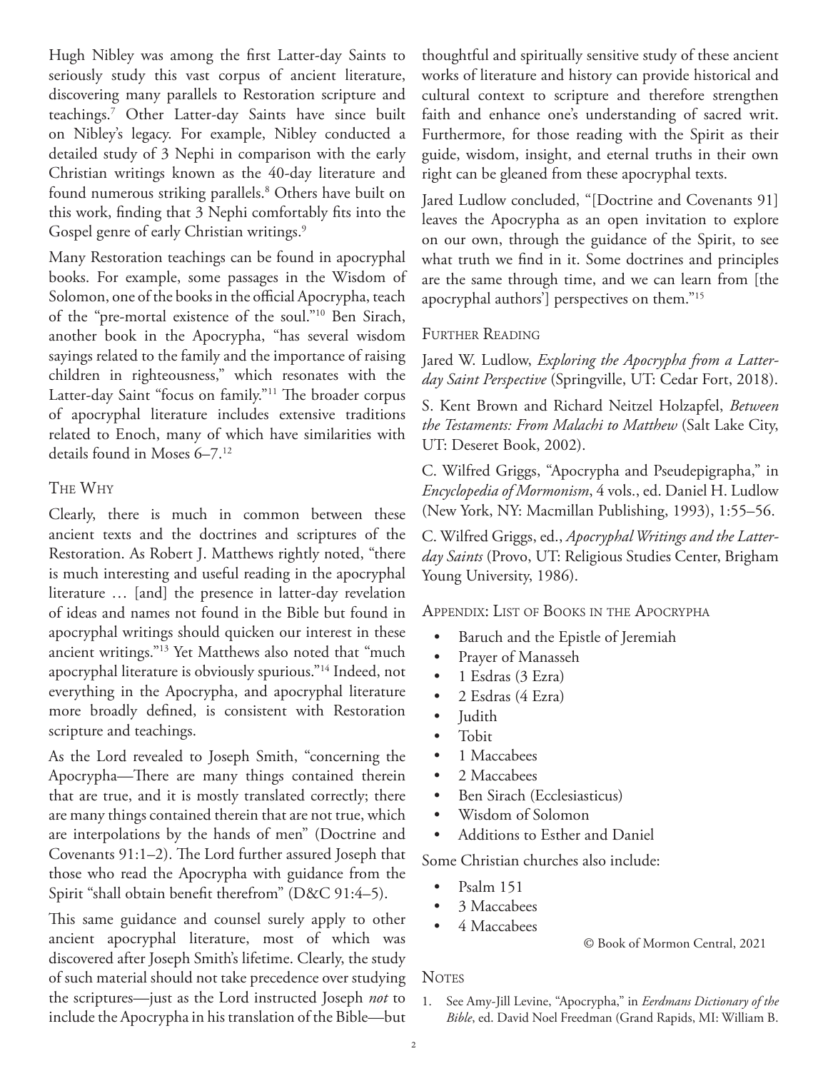Hugh Nibley was among the first Latter-day Saints to seriously study this vast corpus of ancient literature, discovering many parallels to Restoration scripture and teachings.[7] Other Latter-day Saints have since built on Nibley's legacy. For example, Nibley conducted a detailed study of 3 Nephi in comparison with the early Christian writings known as the 40-day literature and found numerous striking parallels.[8] Others have built on this work, finding that 3 Nephi comfortably fits into the Gospel genre of early Christian writings.[9]

Many Restoration teachings can be found in apocryphal books. For example, some passages in the Wisdom of Solomon, one of the books in the official Apocrypha, teach of the "pre-mortal existence of the soul."[10] Ben Sirach, another book in the Apocrypha, "has several wisdom sayings related to the family and the importance of raising children in righteousness," which resonates with the Latter-day Saint "focus on family."[11] The broader corpus of apocryphal literature includes extensive traditions related to Enoch, many of which have similarities with details found in Moses 6–7.[12]

## The Why

Clearly, there is much in common between these ancient texts and the doctrines and scriptures of the Restoration. As Robert J. Matthews rightly noted, "there is much interesting and useful reading in the apocryphal literature … [and] the presence in latter-day revelation of ideas and names not found in the Bible but found in apocryphal writings should quicken our interest in these ancient writings."[13] Yet Matthews also noted that "much apocryphal literature is obviously spurious."[14] Indeed, not everything in the Apocrypha, and apocryphal literature more broadly defined, is consistent with Restoration scripture and teachings.

As the Lord revealed to Joseph Smith, "concerning the Apocrypha—There are many things contained therein that are true, and it is mostly translated correctly; there are many things contained therein that are not true, which are interpolations by the hands of men" (Doctrine and Covenants 91:1–2). The Lord further assured Joseph that those who read the Apocrypha with guidance from the Spirit "shall obtain benefit therefrom" (D&C 91:4–5).

This same guidance and counsel surely apply to other ancient apocryphal literature, most of which was discovered after Joseph Smith's lifetime. Clearly, the study of such material should not take precedence over studying the scriptures—just as the Lord instructed Joseph *not* to include the Apocrypha in his translation of the Bible—but thoughtful and spiritually sensitive study of these ancient works of literature and history can provide historical and cultural context to scripture and therefore strengthen faith and enhance one's understanding of sacred writ. Furthermore, for those reading with the Spirit as their guide, wisdom, insight, and eternal truths in their own right can be gleaned from these apocryphal texts.

Jared Ludlow concluded, "[Doctrine and Covenants 91] leaves the Apocrypha as an open invitation to explore on our own, through the guidance of the Spirit, to see what truth we find in it. Some doctrines and principles are the same through time, and we can learn from [the apocryphal authors'] perspectives on them."[15]

## Further Reading

Jared W. Ludlow, *Exploring the Apocrypha from a Latter-day Saint Perspective* (Springville, UT: Cedar Fort, 2018).

S. Kent Brown and Richard Neitzel Holzapfel, *Between the Testaments: From Malachi to Matthew* (Salt Lake City, UT: Deseret Book, 2002).

C. Wilfred Griggs, "Apocrypha and Pseudepigrapha," in *Encyclopedia of Mormonism*, 4 vols., ed. Daniel H. Ludlow (New York, NY: Macmillan Publishing, 1993), 1:55–56.

C. Wilfred Griggs, ed., *Apocryphal Writings and the Latter-day Saints* (Provo, UT: Religious Studies Center, Brigham Young University, 1986).

## Appendix: List of Books in the Apocrypha

- Baruch and the Epistle of Jeremiah
- Prayer of Manasseh
- 1 Esdras (3 Ezra)
- 2 Esdras (4 Ezra)
- Judith
- Tobit
- 1 Maccabees
- 2 Maccabees
- Ben Sirach (Ecclesiasticus)
- Wisdom of Solomon
- Additions to Esther and Daniel

Some Christian churches also include:

- Psalm 151
- 3 Maccabees
- 4 Maccabees

© Book of Mormon Central, 2021

## Notes

1. See Amy-Jill Levine, "Apocrypha," in *Eerdmans Dictionary of the Bible*, ed. David Noel Freedman (Grand Rapids, MI: William B.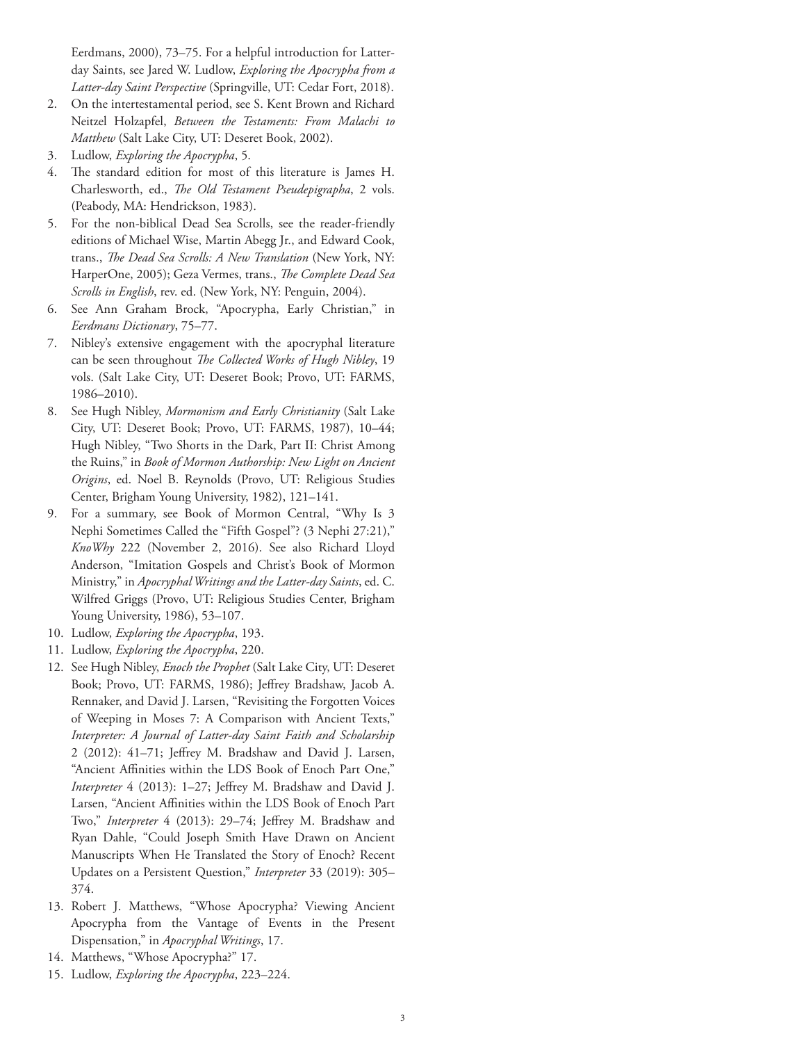Eerdmans, 2000), 73–75. For a helpful introduction for Latter-day Saints, see Jared W. Ludlow, *Exploring the Apocrypha from a Latter-day Saint Perspective* (Springville, UT: Cedar Fort, 2018).

2. On the intertestamental period, see S. Kent Brown and Richard Neitzel Holzapfel, *Between the Testaments: From Malachi to Matthew* (Salt Lake City, UT: Deseret Book, 2002).
3. Ludlow, *Exploring the Apocrypha*, 5.
4. The standard edition for most of this literature is James H. Charlesworth, ed., *The Old Testament Pseudepigrapha*, 2 vols. (Peabody, MA: Hendrickson, 1983).
5. For the non-biblical Dead Sea Scrolls, see the reader-friendly editions of Michael Wise, Martin Abegg Jr., and Edward Cook, trans., *The Dead Sea Scrolls: A New Translation* (New York, NY: HarperOne, 2005); Geza Vermes, trans., *The Complete Dead Sea Scrolls in English*, rev. ed. (New York, NY: Penguin, 2004).
6. See Ann Graham Brock, "Apocrypha, Early Christian," in *Eerdmans Dictionary*, 75–77.
7. Nibley's extensive engagement with the apocryphal literature can be seen throughout *The Collected Works of Hugh Nibley*, 19 vols. (Salt Lake City, UT: Deseret Book; Provo, UT: FARMS, 1986–2010).
8. See Hugh Nibley, *Mormonism and Early Christianity* (Salt Lake City, UT: Deseret Book; Provo, UT: FARMS, 1987), 10–44; Hugh Nibley, "Two Shorts in the Dark, Part II: Christ Among the Ruins," in *Book of Mormon Authorship: New Light on Ancient Origins*, ed. Noel B. Reynolds (Provo, UT: Religious Studies Center, Brigham Young University, 1982), 121–141.
9. For a summary, see Book of Mormon Central, "Why Is 3 Nephi Sometimes Called the "Fifth Gospel"? (3 Nephi 27:21)," *KnoWhy* 222 (November 2, 2016). See also Richard Lloyd Anderson, "Imitation Gospels and Christ's Book of Mormon Ministry," in *Apocryphal Writings and the Latter-day Saints*, ed. C. Wilfred Griggs (Provo, UT: Religious Studies Center, Brigham Young University, 1986), 53–107.
10. Ludlow, *Exploring the Apocrypha*, 193.
11. Ludlow, *Exploring the Apocrypha*, 220.
12. See Hugh Nibley, *Enoch the Prophet* (Salt Lake City, UT: Deseret Book; Provo, UT: FARMS, 1986); Jeffrey Bradshaw, Jacob A. Rennaker, and David J. Larsen, "Revisiting the Forgotten Voices of Weeping in Moses 7: A Comparison with Ancient Texts," *Interpreter: A Journal of Latter-day Saint Faith and Scholarship* 2 (2012): 41–71; Jeffrey M. Bradshaw and David J. Larsen, "Ancient Affinities within the LDS Book of Enoch Part One," *Interpreter* 4 (2013): 1–27; Jeffrey M. Bradshaw and David J. Larsen, "Ancient Affinities within the LDS Book of Enoch Part Two," *Interpreter* 4 (2013): 29–74; Jeffrey M. Bradshaw and Ryan Dahle, "Could Joseph Smith Have Drawn on Ancient Manuscripts When He Translated the Story of Enoch? Recent Updates on a Persistent Question," *Interpreter* 33 (2019): 305–374.
13. Robert J. Matthews, "Whose Apocrypha? Viewing Ancient Apocrypha from the Vantage of Events in the Present Dispensation," in *Apocryphal Writings*, 17.
14. Matthews, "Whose Apocrypha?" 17.
15. Ludlow, *Exploring the Apocrypha*, 223–224.